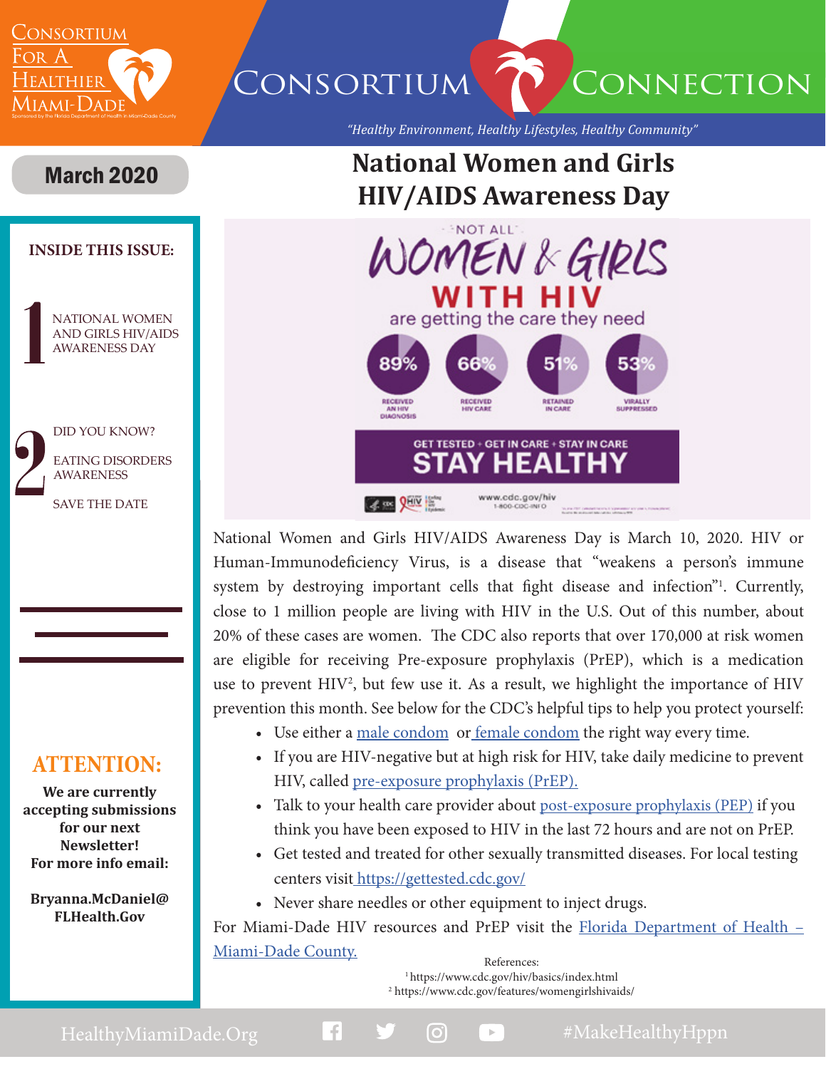# Consortium Connection

Consortium For A Healthier Miami-Dade

Sponsored by the Florida Department of Health in Miami-Dade County

*"Healthy Environment, Healthy Lifestyles, Healthy Community"*

**March 2020**

**INSIDE THIS ISSUE:**

1. NATIONAL WOMEN AND GIRLS HIV/AIDS AWARENESS DAY
2. DID YOU KNOW?
   EATING DISORDERS AWARENESS
   SAVE THE DATE

**ATTENTION:**

**We are currently accepting submissions for our next Newsletter!**
**For more info email:**

**Bryanna.McDaniel@FLHealth.Gov**

## National Women and Girls HIV/AIDS Awareness Day

NOT ALL WOMEN & GIRLS WITH HIV are getting the care they need

89% RECEIVED AN HIV DIAGNOSIS — 66% RECEIVED HIV CARE — 51% RETAINED IN CARE — 53% VIRALLY SUPPRESSED

GET TESTED + GET IN CARE + STAY IN CARE
STAY HEALTHY

www.cdc.gov/hiv
1-800-CDC-INFO

National Women and Girls HIV/AIDS Awareness Day is March 10, 2020. HIV or Human-Immunodeficiency Virus, is a disease that "weakens a person's immune system by destroying important cells that fight disease and infection"[1]. Currently, close to 1 million people are living with HIV in the U.S. Out of this number, about 20% of these cases are women. The CDC also reports that over 170,000 at risk women are eligible for receiving Pre-exposure prophylaxis (PrEP), which is a medication use to prevent HIV[2], but few use it. As a result, we highlight the importance of HIV prevention this month. See below for the CDC's helpful tips to help you protect yourself:

- Use either a male condom or female condom the right way every time.
- If you are HIV-negative but at high risk for HIV, take daily medicine to prevent HIV, called pre-exposure prophylaxis (PrEP).
- Talk to your health care provider about post-exposure prophylaxis (PEP) if you think you have been exposed to HIV in the last 72 hours and are not on PrEP.
- Get tested and treated for other sexually transmitted diseases. For local testing centers visit https://gettested.cdc.gov/
- Never share needles or other equipment to inject drugs.

For Miami-Dade HIV resources and PrEP visit the Florida Department of Health – Miami-Dade County.

References:
[1] https://www.cdc.gov/hiv/basics/index.html
[2] https://www.cdc.gov/features/womengirlshivaids/

HealthyMiamiDade.Org #MakeHealthyHppn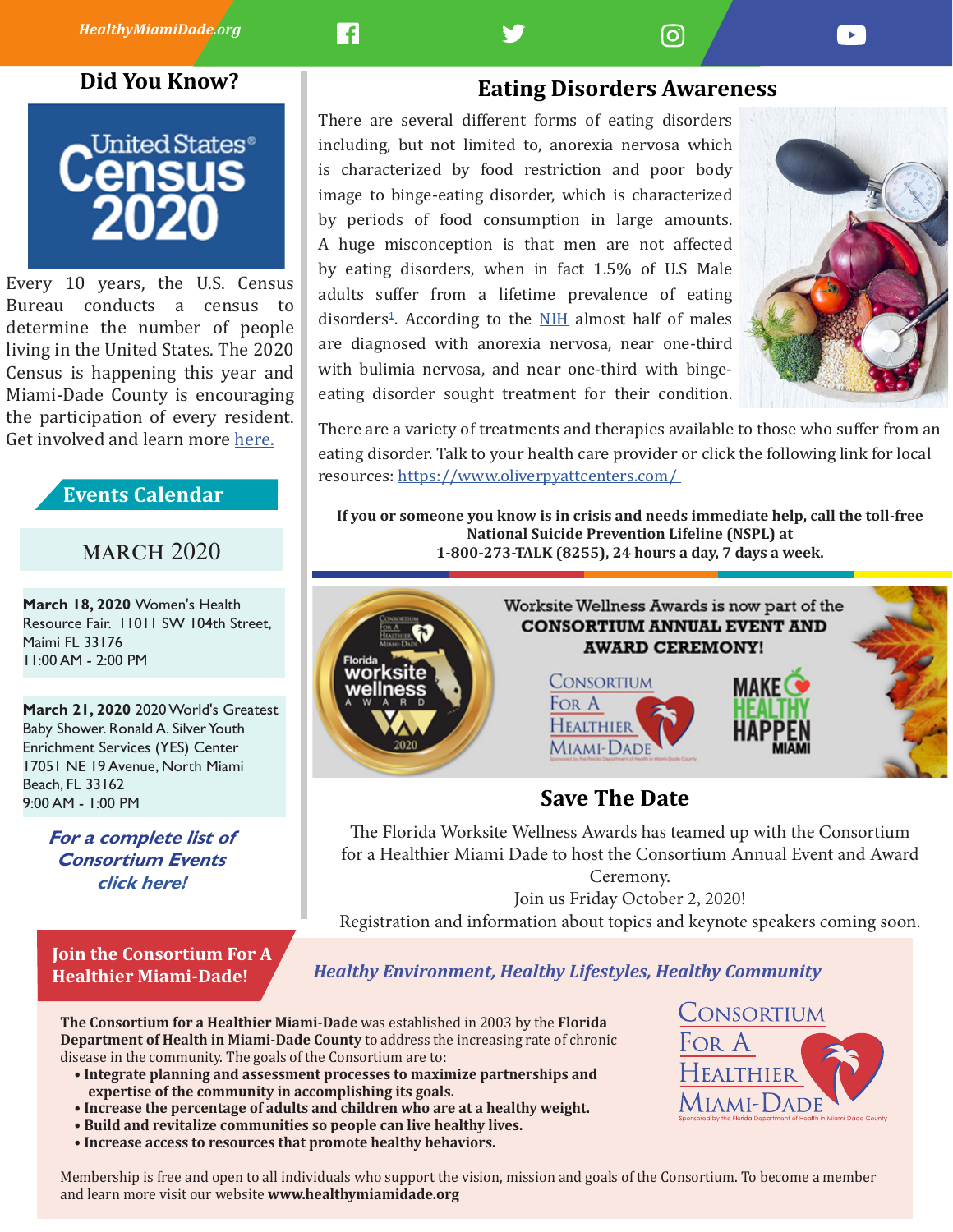HealthyMiamiDade.org

## Did You Know?

Every 10 years, the U.S. Census Bureau conducts a census to determine the number of people living in the United States. The 2020 Census is happening this year and Miami-Dade County is encouraging the participation of every resident. Get involved and learn more here.

## Events Calendar

### MARCH 2020

**March 18, 2020** Women's Health Resource Fair. 11011 SW 104th Street, Maimi FL 33176
11:00 AM - 2:00 PM

**March 21, 2020** 2020 World's Greatest Baby Shower. Ronald A. Silver Youth Enrichment Services (YES) Center 17051 NE 19 Avenue, North Miami Beach, FL 33162
9:00 AM - 1:00 PM

***For a complete list of Consortium Events click here!***

## Eating Disorders Awareness

There are several different forms of eating disorders including, but not limited to, anorexia nervosa which is characterized by food restriction and poor body image to binge-eating disorder, which is characterized by periods of food consumption in large amounts. A huge misconception is that men are not affected by eating disorders, when in fact 1.5% of U.S Male adults suffer from a lifetime prevalence of eating disorders[1]. According to the NIH almost half of males are diagnosed with anorexia nervosa, near one-third with bulimia nervosa, and near one-third with binge-eating disorder sought treatment for their condition.

There are a variety of treatments and therapies available to those who suffer from an eating disorder. Talk to your health care provider or click the following link for local resources: https://www.oliverpyattcenters.com/

**If you or someone you know is in crisis and needs immediate help, call the toll-free National Suicide Prevention Lifeline (NSPL) at 1-800-273-TALK (8255), 24 hours a day, 7 days a week.**

Worksite Wellness Awards is now part of the CONSORTIUM ANNUAL EVENT AND AWARD CEREMONY!

## Save The Date

The Florida Worksite Wellness Awards has teamed up with the Consortium for a Healthier Miami Dade to host the Consortium Annual Event and Award Ceremony.
Join us Friday October 2, 2020!
Registration and information about topics and keynote speakers coming soon.

## Join the Consortium For A Healthier Miami-Dade!

***Healthy Environment, Healthy Lifestyles, Healthy Community***

**The Consortium for a Healthier Miami-Dade** was established in 2003 by the **Florida Department of Health in Miami-Dade County** to address the increasing rate of chronic disease in the community. The goals of the Consortium are to:

- **Integrate planning and assessment processes to maximize partnerships and expertise of the community in accomplishing its goals.**
- **Increase the percentage of adults and children who are at a healthy weight.**
- **Build and revitalize communities so people can live healthy lives.**
- **Increase access to resources that promote healthy behaviors.**

Membership is free and open to all individuals who support the vision, mission and goals of the Consortium. To become a member and learn more visit our website **www.healthymiamidade.org**